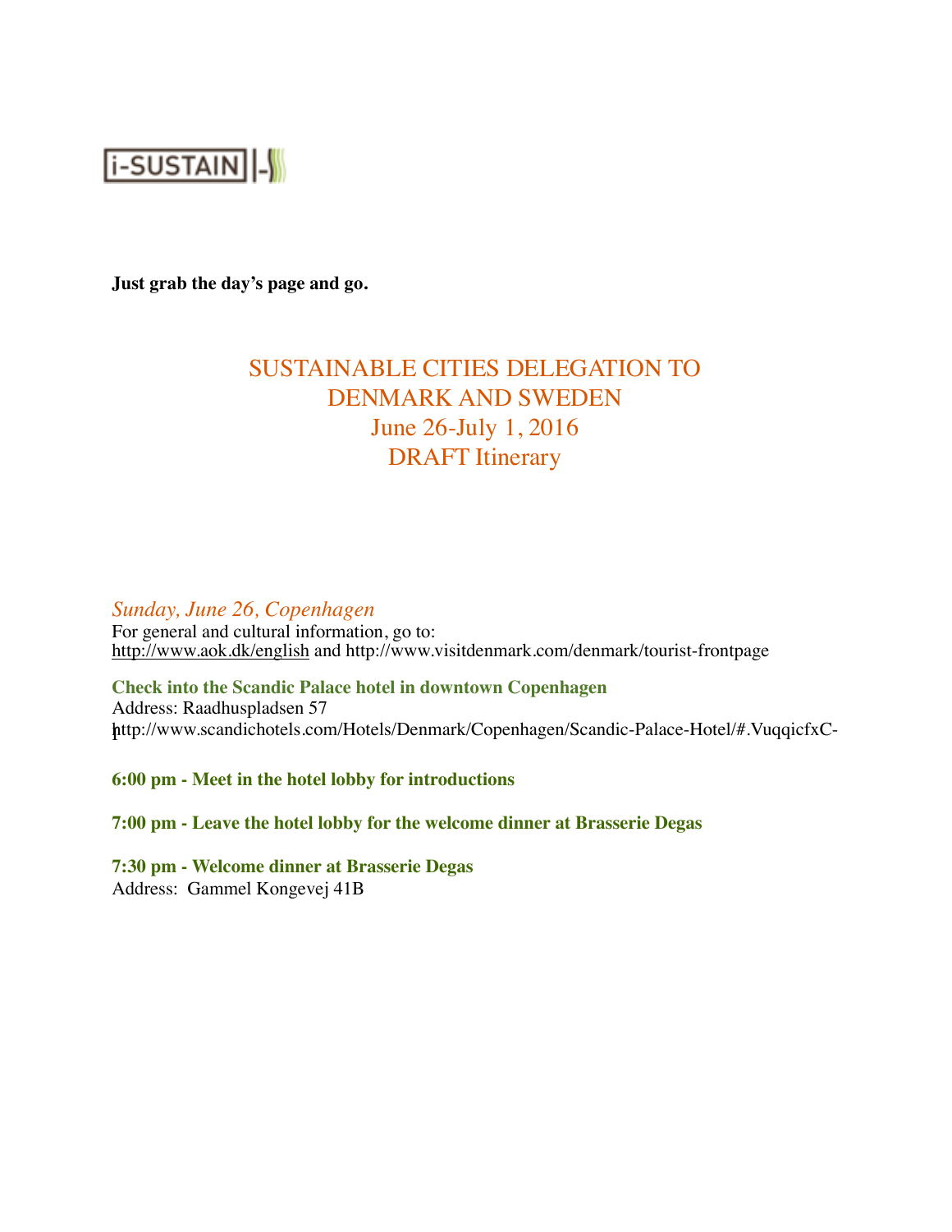i-SUSTAIN

**Just grab the day's page and go.**

# SUSTAINABLE CITIES DELEGATION TO DENMARK AND SWEDEN
## June 26-July 1, 2016
## DRAFT Itinerary

### *Sunday, June 26, Copenhagen*

For general and cultural information, go to:
http://www.aok.dk/english and http://www.visitdenmark.com/denmark/tourist-frontpage

**Check into the Scandic Palace hotel in downtown Copenhagen**
Address: Raadhuspladsen 57
http://www.scandichotels.com/Hotels/Denmark/Copenhagen/Scandic-Palace-Hotel/#.VuqqicfxC-I

**6:00 pm - Meet in the hotel lobby for introductions**

**7:00 pm - Leave the hotel lobby for the welcome dinner at Brasserie Degas**

**7:30 pm - Welcome dinner at Brasserie Degas**
Address: Gammel Kongevej 41B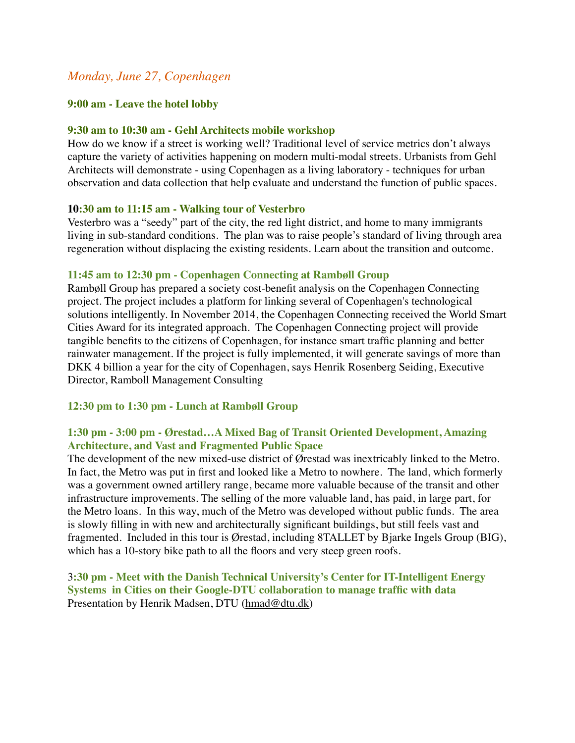*Monday, June 27, Copenhagen*

**9:00 am - Leave the hotel lobby**

**9:30 am to 10:30 am - Gehl Architects mobile workshop**

How do we know if a street is working well? Traditional level of service metrics don't always capture the variety of activities happening on modern multi-modal streets. Urbanists from Gehl Architects will demonstrate - using Copenhagen as a living laboratory - techniques for urban observation and data collection that help evaluate and understand the function of public spaces.

**10:30 am to 11:15 am - Walking tour of Vesterbro**

Vesterbro was a "seedy" part of the city, the red light district, and home to many immigrants living in sub-standard conditions. The plan was to raise people's standard of living through area regeneration without displacing the existing residents. Learn about the transition and outcome.

**11:45 am to 12:30 pm - Copenhagen Connecting at Rambøll Group**

Rambøll Group has prepared a society cost-benefit analysis on the Copenhagen Connecting project. The project includes a platform for linking several of Copenhagen's technological solutions intelligently. In November 2014, the Copenhagen Connecting received the World Smart Cities Award for its integrated approach. The Copenhagen Connecting project will provide tangible benefits to the citizens of Copenhagen, for instance smart traffic planning and better rainwater management. If the project is fully implemented, it will generate savings of more than DKK 4 billion a year for the city of Copenhagen, says Henrik Rosenberg Seiding, Executive Director, Ramboll Management Consulting

**12:30 pm to 1:30 pm - Lunch at Rambøll Group**

**1:30 pm - 3:00 pm - Ørestad…A Mixed Bag of Transit Oriented Development, Amazing Architecture, and Vast and Fragmented Public Space**

The development of the new mixed-use district of Ørestad was inextricably linked to the Metro. In fact, the Metro was put in first and looked like a Metro to nowhere. The land, which formerly was a government owned artillery range, became more valuable because of the transit and other infrastructure improvements. The selling of the more valuable land, has paid, in large part, for the Metro loans. In this way, much of the Metro was developed without public funds. The area is slowly filling in with new and architecturally significant buildings, but still feels vast and fragmented. Included in this tour is Ørestad, including 8TALLET by Bjarke Ingels Group (BIG), which has a 10-story bike path to all the floors and very steep green roofs.

**3:30 pm - Meet with the Danish Technical University's Center for IT-Intelligent Energy Systems in Cities on their Google-DTU collaboration to manage traffic with data**

Presentation by Henrik Madsen, DTU (hmad@dtu.dk)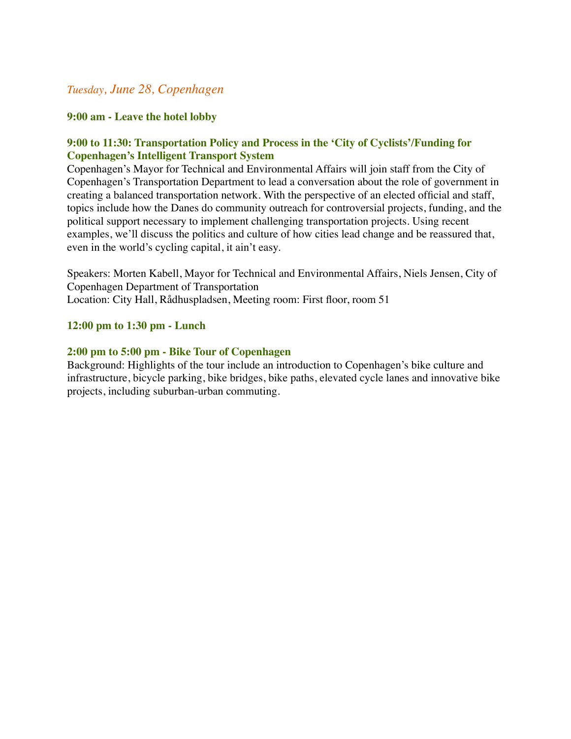*Tuesday, June 28, Copenhagen*

**9:00 am - Leave the hotel lobby**

**9:00 to 11:30: Transportation Policy and Process in the 'City of Cyclists'/Funding for Copenhagen's Intelligent Transport System**

Copenhagen's Mayor for Technical and Environmental Affairs will join staff from the City of Copenhagen's Transportation Department to lead a conversation about the role of government in creating a balanced transportation network. With the perspective of an elected official and staff, topics include how the Danes do community outreach for controversial projects, funding, and the political support necessary to implement challenging transportation projects. Using recent examples, we'll discuss the politics and culture of how cities lead change and be reassured that, even in the world's cycling capital, it ain't easy.

Speakers: Morten Kabell, Mayor for Technical and Environmental Affairs, Niels Jensen, City of Copenhagen Department of Transportation
Location: City Hall, Rådhuspladsen, Meeting room: First floor, room 51

**12:00 pm to 1:30 pm - Lunch**

**2:00 pm to 5:00 pm - Bike Tour of Copenhagen**

Background: Highlights of the tour include an introduction to Copenhagen's bike culture and infrastructure, bicycle parking, bike bridges, bike paths, elevated cycle lanes and innovative bike projects, including suburban-urban commuting.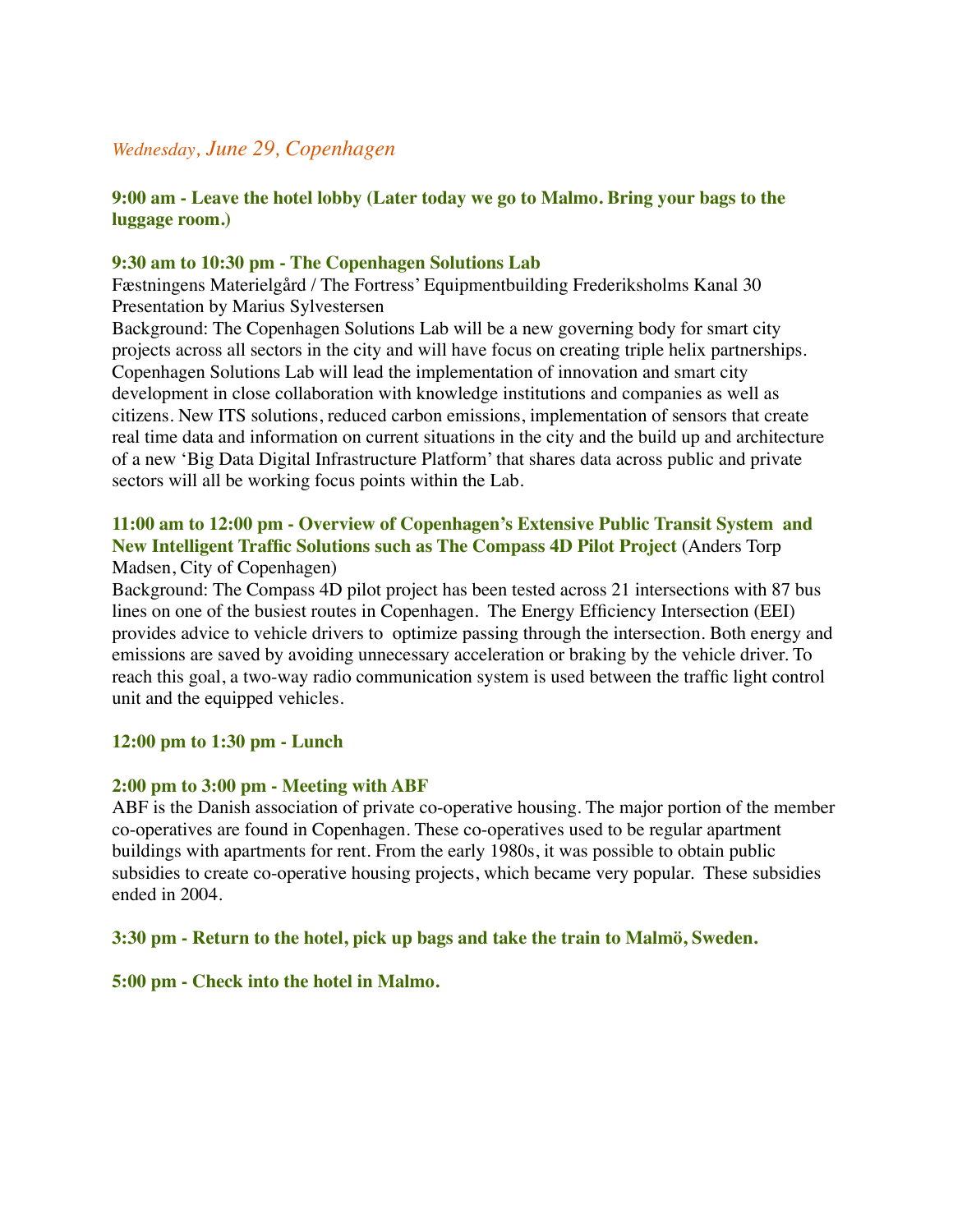*Wednesday, June 29, Copenhagen*

**9:00 am - Leave the hotel lobby (Later today we go to Malmo. Bring your bags to the luggage room.)**

**9:30 am to 10:30 pm - The Copenhagen Solutions Lab**
Fæstningens Materielgård / The Fortress' Equipmentbuilding Frederiksholms Kanal 30
Presentation by Marius Sylvestersen
Background: The Copenhagen Solutions Lab will be a new governing body for smart city projects across all sectors in the city and will have focus on creating triple helix partnerships. Copenhagen Solutions Lab will lead the implementation of innovation and smart city development in close collaboration with knowledge institutions and companies as well as citizens. New ITS solutions, reduced carbon emissions, implementation of sensors that create real time data and information on current situations in the city and the build up and architecture of a new 'Big Data Digital Infrastructure Platform' that shares data across public and private sectors will all be working focus points within the Lab.

**11:00 am to 12:00 pm - Overview of Copenhagen's Extensive Public Transit System and New Intelligent Traffic Solutions such as The Compass 4D Pilot Project** (Anders Torp Madsen, City of Copenhagen)
Background: The Compass 4D pilot project has been tested across 21 intersections with 87 bus lines on one of the busiest routes in Copenhagen. The Energy Efficiency Intersection (EEI) provides advice to vehicle drivers to optimize passing through the intersection. Both energy and emissions are saved by avoiding unnecessary acceleration or braking by the vehicle driver. To reach this goal, a two-way radio communication system is used between the traffic light control unit and the equipped vehicles.

**12:00 pm to 1:30 pm - Lunch**

**2:00 pm to 3:00 pm - Meeting with ABF**
ABF is the Danish association of private co-operative housing. The major portion of the member co-operatives are found in Copenhagen. These co-operatives used to be regular apartment buildings with apartments for rent. From the early 1980s, it was possible to obtain public subsidies to create co-operative housing projects, which became very popular. These subsidies ended in 2004.

**3:30 pm - Return to the hotel, pick up bags and take the train to Malmö, Sweden.**

**5:00 pm - Check into the hotel in Malmo.**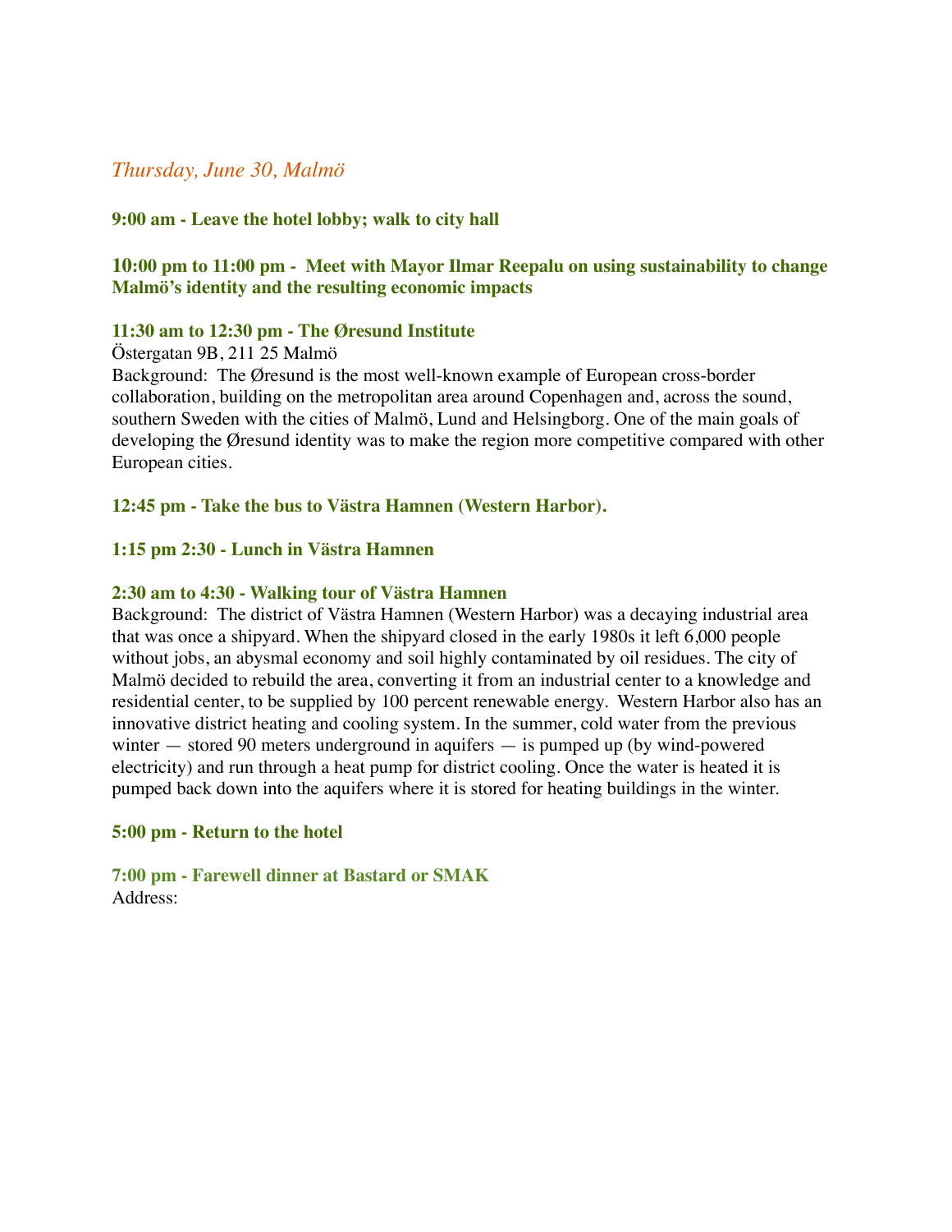*Thursday, June 30, Malmö*

**9:00 am - Leave the hotel lobby; walk to city hall**

**10:00 pm to 11:00 pm - Meet with Mayor Ilmar Reepalu on using sustainability to change Malmö's identity and the resulting economic impacts**

**11:30 am to 12:30 pm - The Øresund Institute**

Östergatan 9B, 211 25 Malmö

Background: The Øresund is the most well-known example of European cross-border collaboration, building on the metropolitan area around Copenhagen and, across the sound, southern Sweden with the cities of Malmö, Lund and Helsingborg. One of the main goals of developing the Øresund identity was to make the region more competitive compared with other European cities.

**12:45 pm - Take the bus to Västra Hamnen (Western Harbor).**

**1:15 pm 2:30 - Lunch in Västra Hamnen**

**2:30 am to 4:30 - Walking tour of Västra Hamnen**

Background: The district of Västra Hamnen (Western Harbor) was a decaying industrial area that was once a shipyard. When the shipyard closed in the early 1980s it left 6,000 people without jobs, an abysmal economy and soil highly contaminated by oil residues. The city of Malmö decided to rebuild the area, converting it from an industrial center to a knowledge and residential center, to be supplied by 100 percent renewable energy. Western Harbor also has an innovative district heating and cooling system. In the summer, cold water from the previous winter — stored 90 meters underground in aquifers — is pumped up (by wind-powered electricity) and run through a heat pump for district cooling. Once the water is heated it is pumped back down into the aquifers where it is stored for heating buildings in the winter.

**5:00 pm - Return to the hotel**

**7:00 pm - Farewell dinner at Bastard or SMAK**

Address: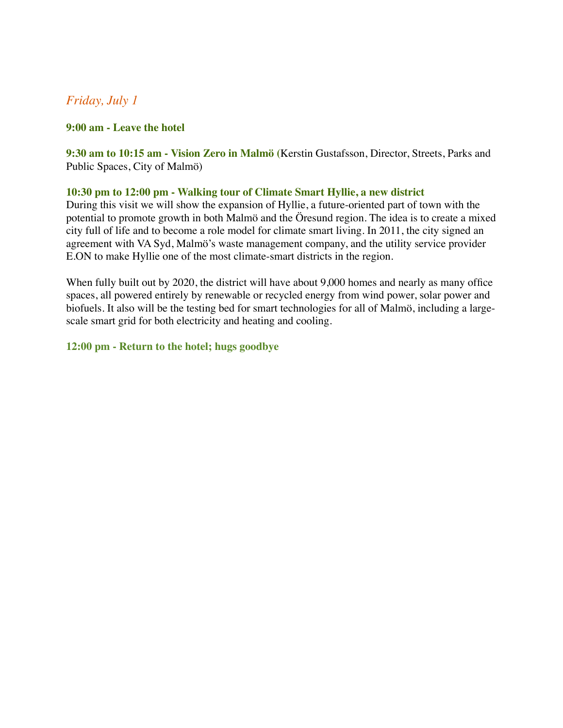*Friday, July 1*

**9:00 am - Leave the hotel**

**9:30 am to 10:15 am - Vision Zero in Malmö** (Kerstin Gustafsson, Director, Streets, Parks and Public Spaces, City of Malmö)

**10:30 pm to 12:00 pm - Walking tour of Climate Smart Hyllie, a new district**
During this visit we will show the expansion of Hyllie, a future-oriented part of town with the potential to promote growth in both Malmö and the Öresund region. The idea is to create a mixed city full of life and to become a role model for climate smart living. In 2011, the city signed an agreement with VA Syd, Malmö's waste management company, and the utility service provider E.ON to make Hyllie one of the most climate-smart districts in the region.

When fully built out by 2020, the district will have about 9,000 homes and nearly as many office spaces, all powered entirely by renewable or recycled energy from wind power, solar power and biofuels. It also will be the testing bed for smart technologies for all of Malmö, including a large-scale smart grid for both electricity and heating and cooling.

**12:00 pm - Return to the hotel; hugs goodbye**